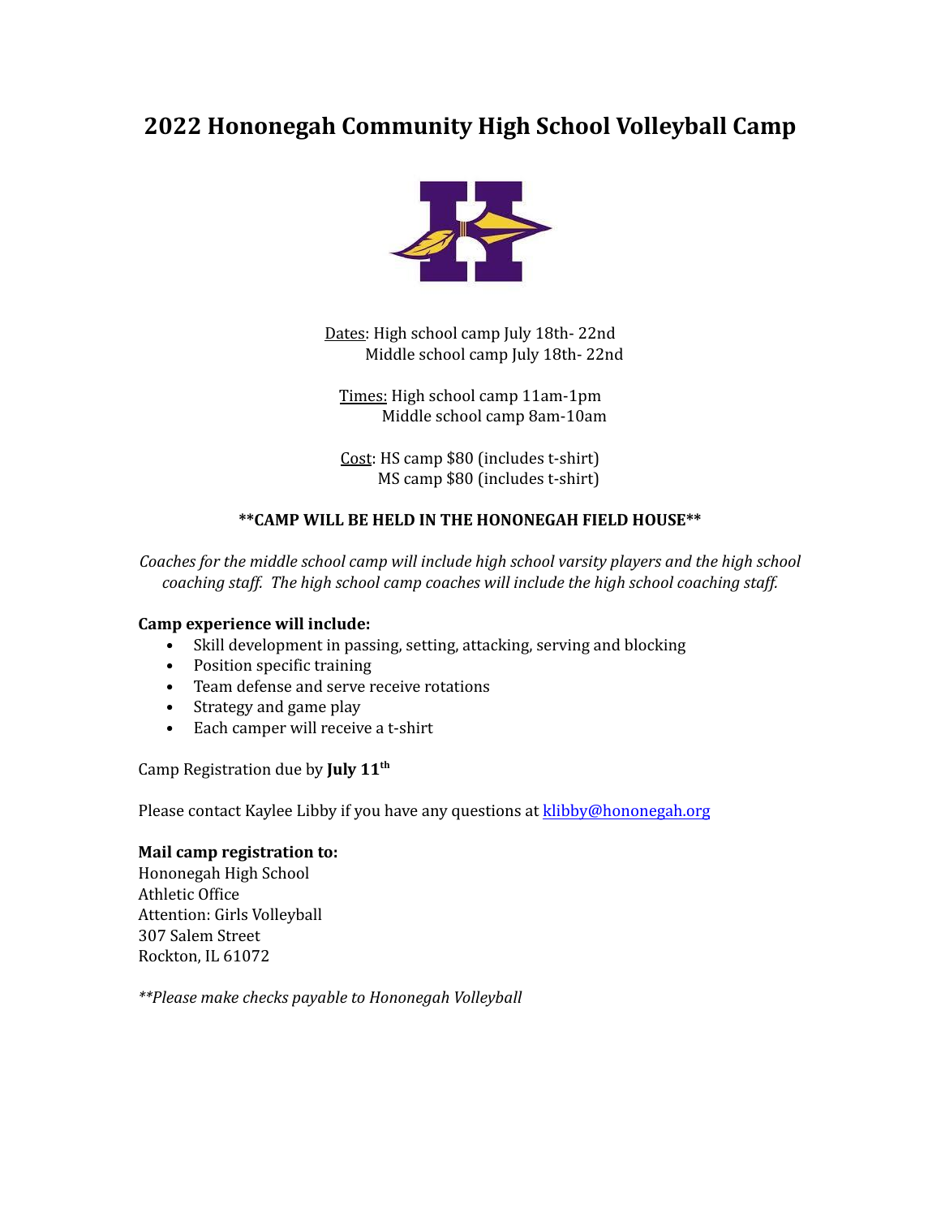# 2022 Hononegah Community High School Volleyball Camp

Dates: High school camp July 18th- 22nd
Middle school camp July 18th- 22nd

Times: High school camp 11am-1pm
Middle school camp 8am-10am

Cost: HS camp $80 (includes t-shirt)
MS camp $80 (includes t-shirt)

**\*\*CAMP WILL BE HELD IN THE HONONEGAH FIELD HOUSE\*\***

*Coaches for the middle school camp will include high school varsity players and the high school coaching staff. The high school camp coaches will include the high school coaching staff.*

**Camp experience will include:**

- Skill development in passing, setting, attacking, serving and blocking
- Position specific training
- Team defense and serve receive rotations
- Strategy and game play
- Each camper will receive a t-shirt

Camp Registration due by **July 11th**

Please contact Kaylee Libby if you have any questions at klibby@hononegah.org

**Mail camp registration to:**
Hononegah High School
Athletic Office
Attention: Girls Volleyball
307 Salem Street
Rockton, IL 61072

*\*\*Please make checks payable to Hononegah Volleyball*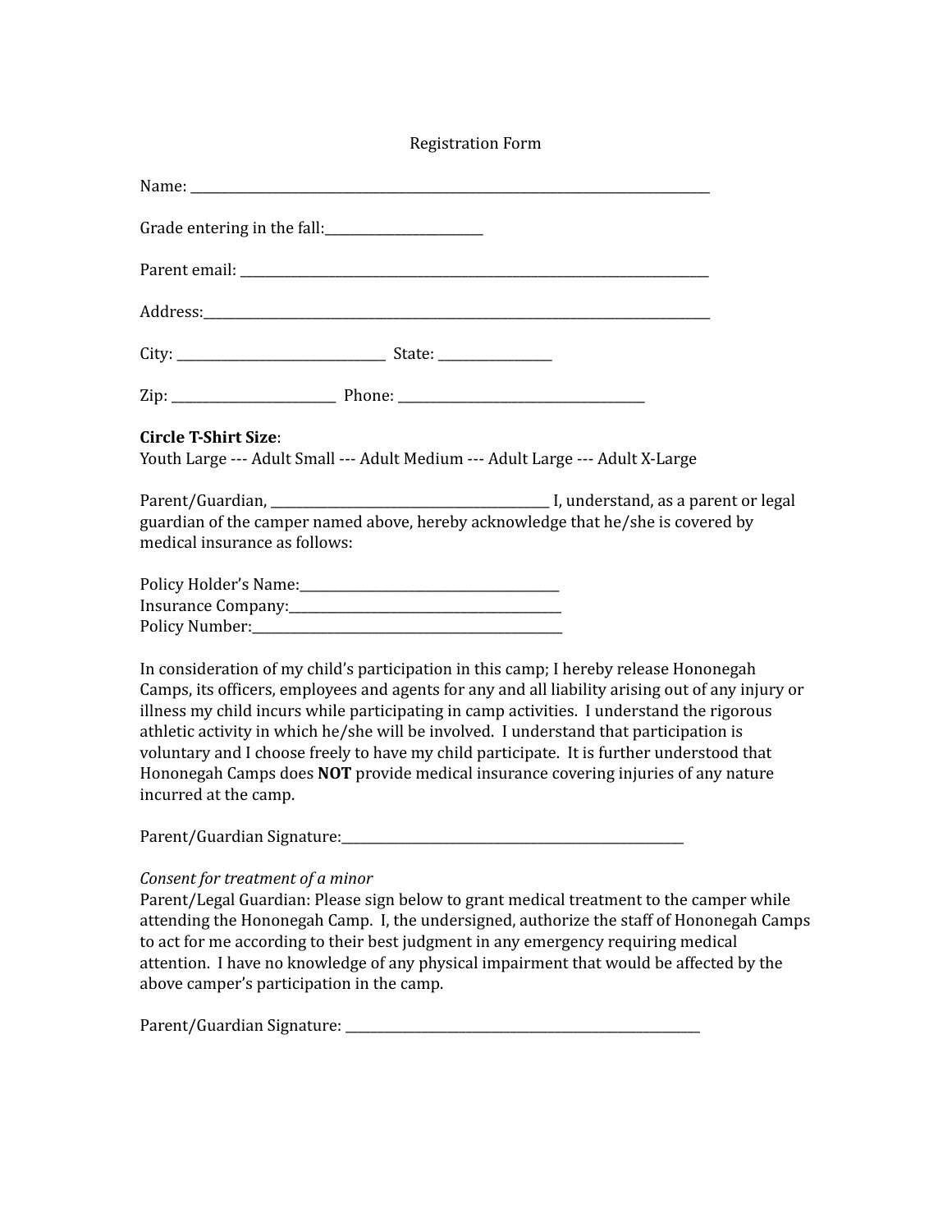# Registration Form

Name: ______________________________________________________________________________

Grade entering in the fall:________________________

Parent email: _________________________________________________________________________

Address:______________________________________________________________________________

City: _______________________________ State: ________________

Zip: ________________________ Phone: ____________________________________

**Circle T-Shirt Size**:
Youth Large --- Adult Small --- Adult Medium --- Adult Large --- Adult X-Large

Parent/Guardian, _________________________________________ I, understand, as a parent or legal guardian of the camper named above, hereby acknowledge that he/she is covered by medical insurance as follows:

Policy Holder's Name:_______________________________________
Insurance Company:_________________________________________
Policy Number:______________________________________________

In consideration of my child's participation in this camp; I hereby release Hononegah Camps, its officers, employees and agents for any and all liability arising out of any injury or illness my child incurs while participating in camp activities. I understand the rigorous athletic activity in which he/she will be involved. I understand that participation is voluntary and I choose freely to have my child participate. It is further understood that Hononegah Camps does **NOT** provide medical insurance covering injuries of any nature incurred at the camp.

Parent/Guardian Signature:____________________________________________________

*Consent for treatment of a minor*
Parent/Legal Guardian: Please sign below to grant medical treatment to the camper while attending the Hononegah Camp. I, the undersigned, authorize the staff of Hononegah Camps to act for me according to their best judgment in any emergency requiring medical attention. I have no knowledge of any physical impairment that would be affected by the above camper's participation in the camp.

Parent/Guardian Signature: _____________________________________________________